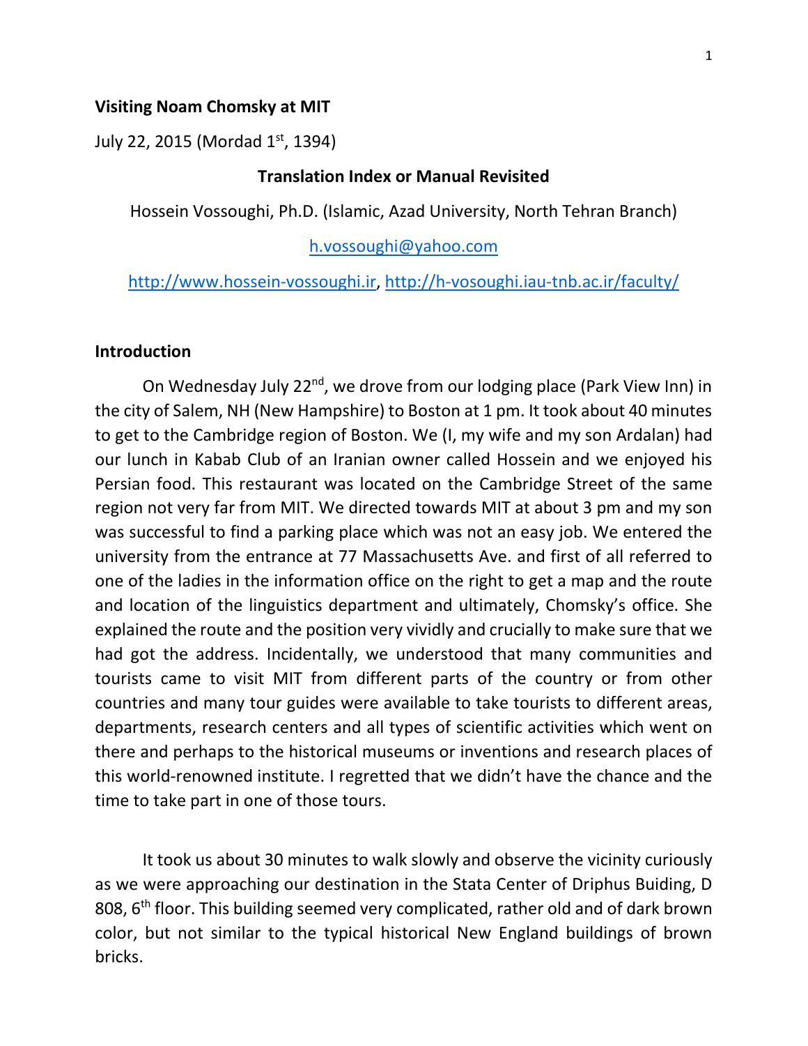**Visiting Noam Chomsky at MIT**

July 22, 2015 (Mordad 1st, 1394)

**Translation Index or Manual Revisited**

Hossein Vossoughi, Ph.D. (Islamic, Azad University, North Tehran Branch)

h.vossoughi@yahoo.com

http://www.hossein-vossoughi.ir, http://h-vosoughi.iau-tnb.ac.ir/faculty/

## Introduction

On Wednesday July 22nd, we drove from our lodging place (Park View Inn) in the city of Salem, NH (New Hampshire) to Boston at 1 pm. It took about 40 minutes to get to the Cambridge region of Boston. We (I, my wife and my son Ardalan) had our lunch in Kabab Club of an Iranian owner called Hossein and we enjoyed his Persian food. This restaurant was located on the Cambridge Street of the same region not very far from MIT. We directed towards MIT at about 3 pm and my son was successful to find a parking place which was not an easy job. We entered the university from the entrance at 77 Massachusetts Ave. and first of all referred to one of the ladies in the information office on the right to get a map and the route and location of the linguistics department and ultimately, Chomsky's office. She explained the route and the position very vividly and crucially to make sure that we had got the address. Incidentally, we understood that many communities and tourists came to visit MIT from different parts of the country or from other countries and many tour guides were available to take tourists to different areas, departments, research centers and all types of scientific activities which went on there and perhaps to the historical museums or inventions and research places of this world-renowned institute. I regretted that we didn't have the chance and the time to take part in one of those tours.

It took us about 30 minutes to walk slowly and observe the vicinity curiously as we were approaching our destination in the Stata Center of Driphus Buiding, D 808, 6th floor. This building seemed very complicated, rather old and of dark brown color, but not similar to the typical historical New England buildings of brown bricks.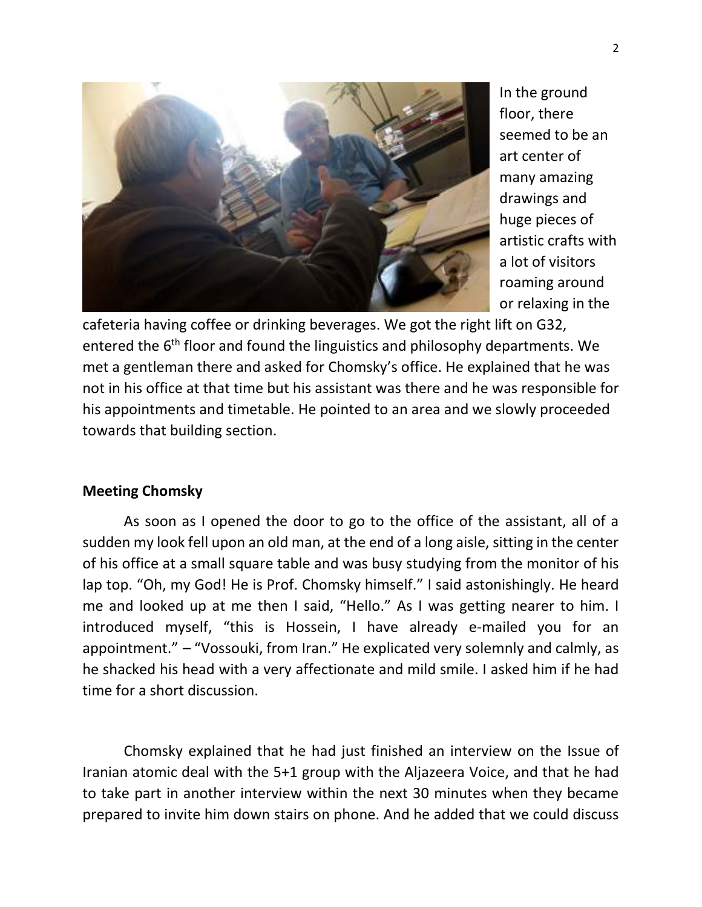In the ground floor, there seemed to be an art center of many amazing drawings and huge pieces of artistic crafts with a lot of visitors roaming around or relaxing in the cafeteria having coffee or drinking beverages. We got the right lift on G32, entered the 6th floor and found the linguistics and philosophy departments. We met a gentleman there and asked for Chomsky's office. He explained that he was not in his office at that time but his assistant was there and he was responsible for his appointments and timetable. He pointed to an area and we slowly proceeded towards that building section.

**Meeting Chomsky**

As soon as I opened the door to go to the office of the assistant, all of a sudden my look fell upon an old man, at the end of a long aisle, sitting in the center of his office at a small square table and was busy studying from the monitor of his lap top. "Oh, my God! He is Prof. Chomsky himself." I said astonishingly. He heard me and looked up at me then I said, "Hello." As I was getting nearer to him. I introduced myself, "this is Hossein, I have already e-mailed you for an appointment." – "Vossouki, from Iran." He explicated very solemnly and calmly, as he shacked his head with a very affectionate and mild smile. I asked him if he had time for a short discussion.

Chomsky explained that he had just finished an interview on the Issue of Iranian atomic deal with the 5+1 group with the Aljazeera Voice, and that he had to take part in another interview within the next 30 minutes when they became prepared to invite him down stairs on phone. And he added that we could discuss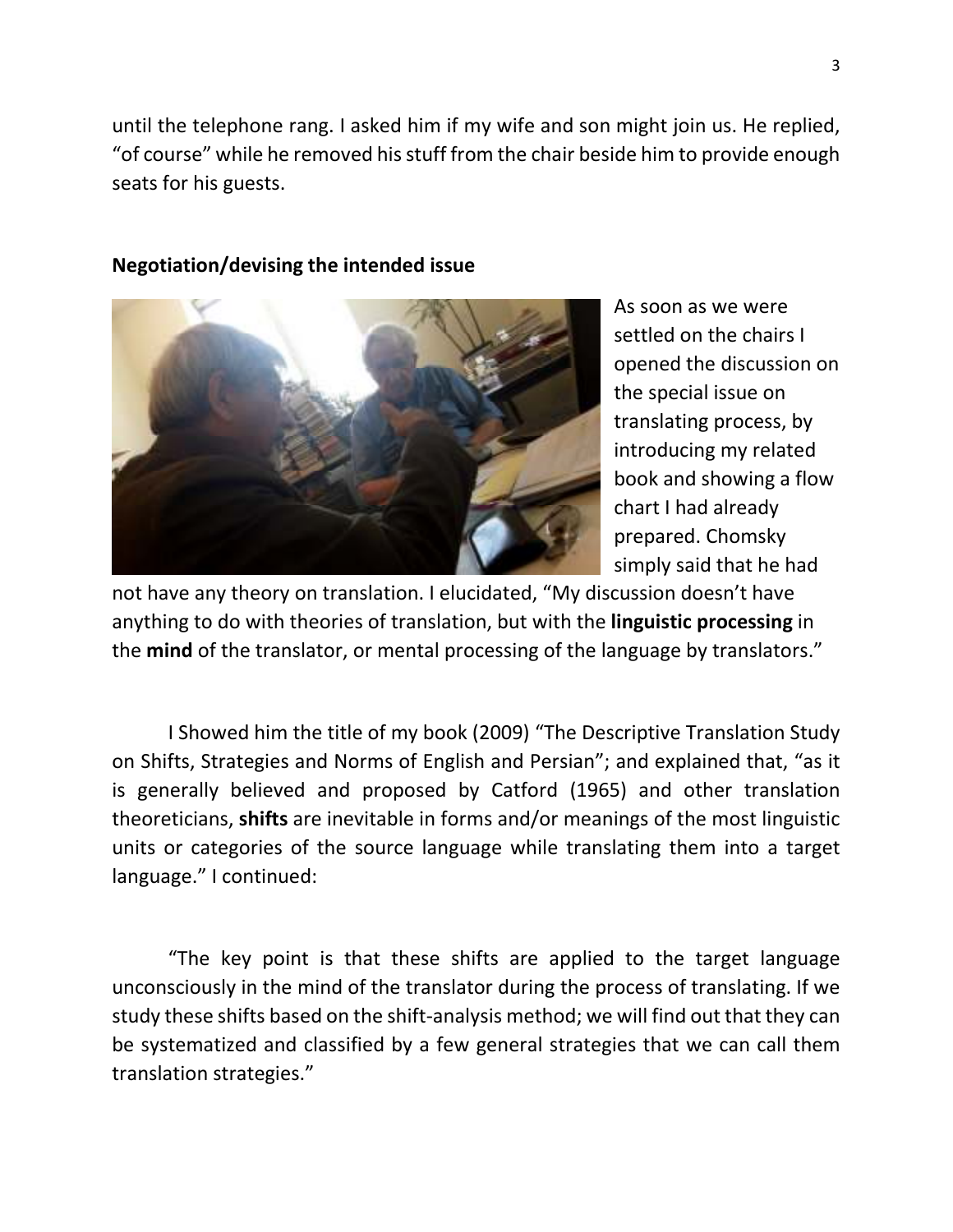until the telephone rang. I asked him if my wife and son might join us. He replied, "of course" while he removed his stuff from the chair beside him to provide enough seats for his guests.

**Negotiation/devising the intended issue**

As soon as we were settled on the chairs I opened the discussion on the special issue on translating process, by introducing my related book and showing a flow chart I had already prepared. Chomsky simply said that he had not have any theory on translation. I elucidated, "My discussion doesn't have anything to do with theories of translation, but with the **linguistic processing** in the **mind** of the translator, or mental processing of the language by translators."

I Showed him the title of my book (2009) "The Descriptive Translation Study on Shifts, Strategies and Norms of English and Persian"; and explained that, "as it is generally believed and proposed by Catford (1965) and other translation theoreticians, **shifts** are inevitable in forms and/or meanings of the most linguistic units or categories of the source language while translating them into a target language." I continued:

"The key point is that these shifts are applied to the target language unconsciously in the mind of the translator during the process of translating. If we study these shifts based on the shift-analysis method; we will find out that they can be systematized and classified by a few general strategies that we can call them translation strategies."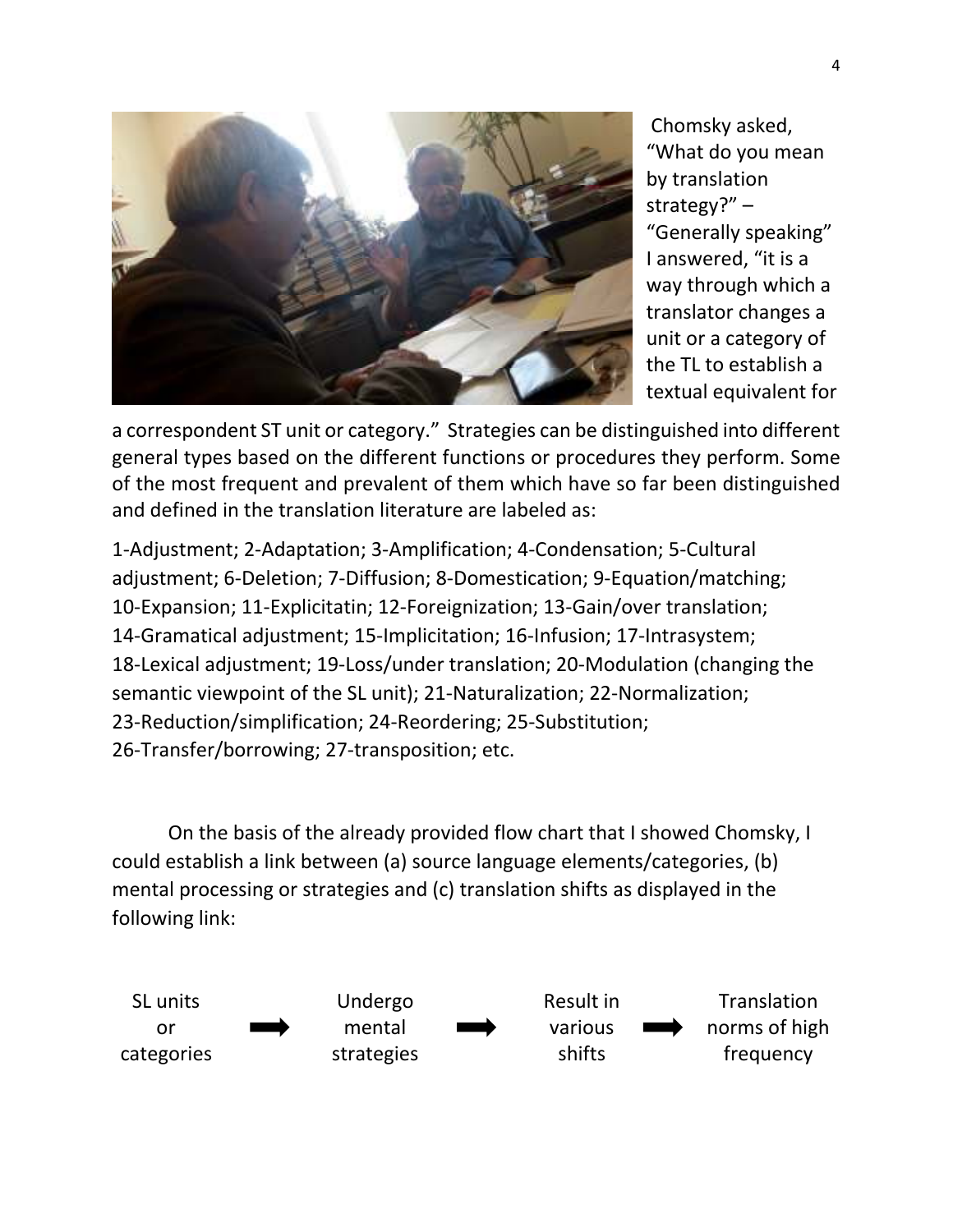Chomsky asked, "What do you mean by translation strategy?" – "Generally speaking" I answered, "it is a way through which a translator changes a unit or a category of the TL to establish a textual equivalent for a correspondent ST unit or category." Strategies can be distinguished into different general types based on the different functions or procedures they perform. Some of the most frequent and prevalent of them which have so far been distinguished and defined in the translation literature are labeled as:

1-Adjustment; 2-Adaptation; 3-Amplification; 4-Condensation; 5-Cultural adjustment; 6-Deletion; 7-Diffusion; 8-Domestication; 9-Equation/matching; 10-Expansion; 11-Explicitatin; 12-Foreignization; 13-Gain/over translation; 14-Gramatical adjustment; 15-Implicitation; 16-Infusion; 17-Intrasystem; 18-Lexical adjustment; 19-Loss/under translation; 20-Modulation (changing the semantic viewpoint of the SL unit); 21-Naturalization; 22-Normalization; 23-Reduction/simplification; 24-Reordering; 25-Substitution; 26-Transfer/borrowing; 27-transposition; etc.

On the basis of the already provided flow chart that I showed Chomsky, I could establish a link between (a) source language elements/categories, (b) mental processing or strategies and (c) translation shifts as displayed in the following link:

SL units or categories ➡ Undergo mental strategies ➡ Result in various shifts ➡ Translation norms of high frequency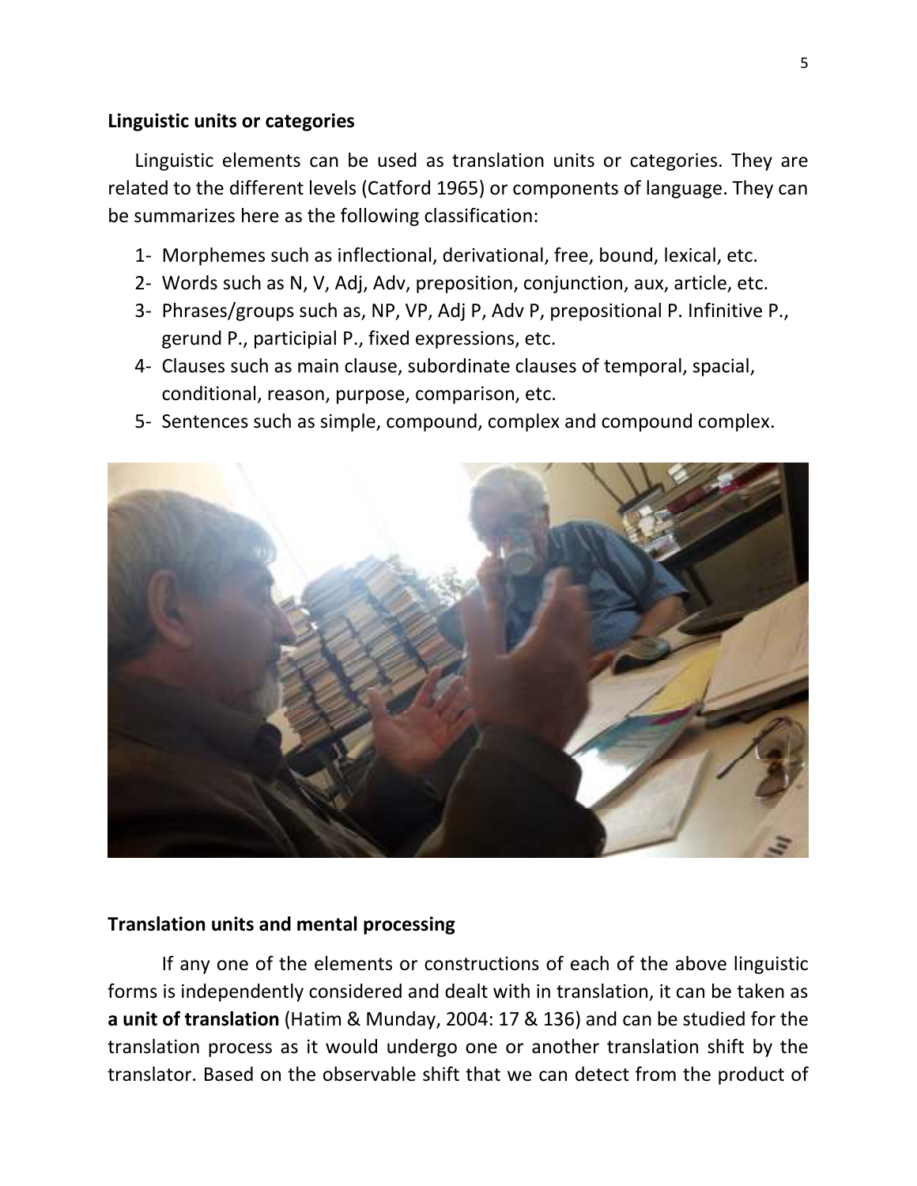### Linguistic units or categories

Linguistic elements can be used as translation units or categories. They are related to the different levels (Catford 1965) or components of language. They can be summarizes here as the following classification:

1- Morphemes such as inflectional, derivational, free, bound, lexical, etc.
2- Words such as N, V, Adj, Adv, preposition, conjunction, aux, article, etc.
3- Phrases/groups such as, NP, VP, Adj P, Adv P, prepositional P. Infinitive P., gerund P., participial P., fixed expressions, etc.
4- Clauses such as main clause, subordinate clauses of temporal, spacial, conditional, reason, purpose, comparison, etc.
5- Sentences such as simple, compound, complex and compound complex.

### Translation units and mental processing

If any one of the elements or constructions of each of the above linguistic forms is independently considered and dealt with in translation, it can be taken as **a unit of translation** (Hatim & Munday, 2004: 17 & 136) and can be studied for the translation process as it would undergo one or another translation shift by the translator. Based on the observable shift that we can detect from the product of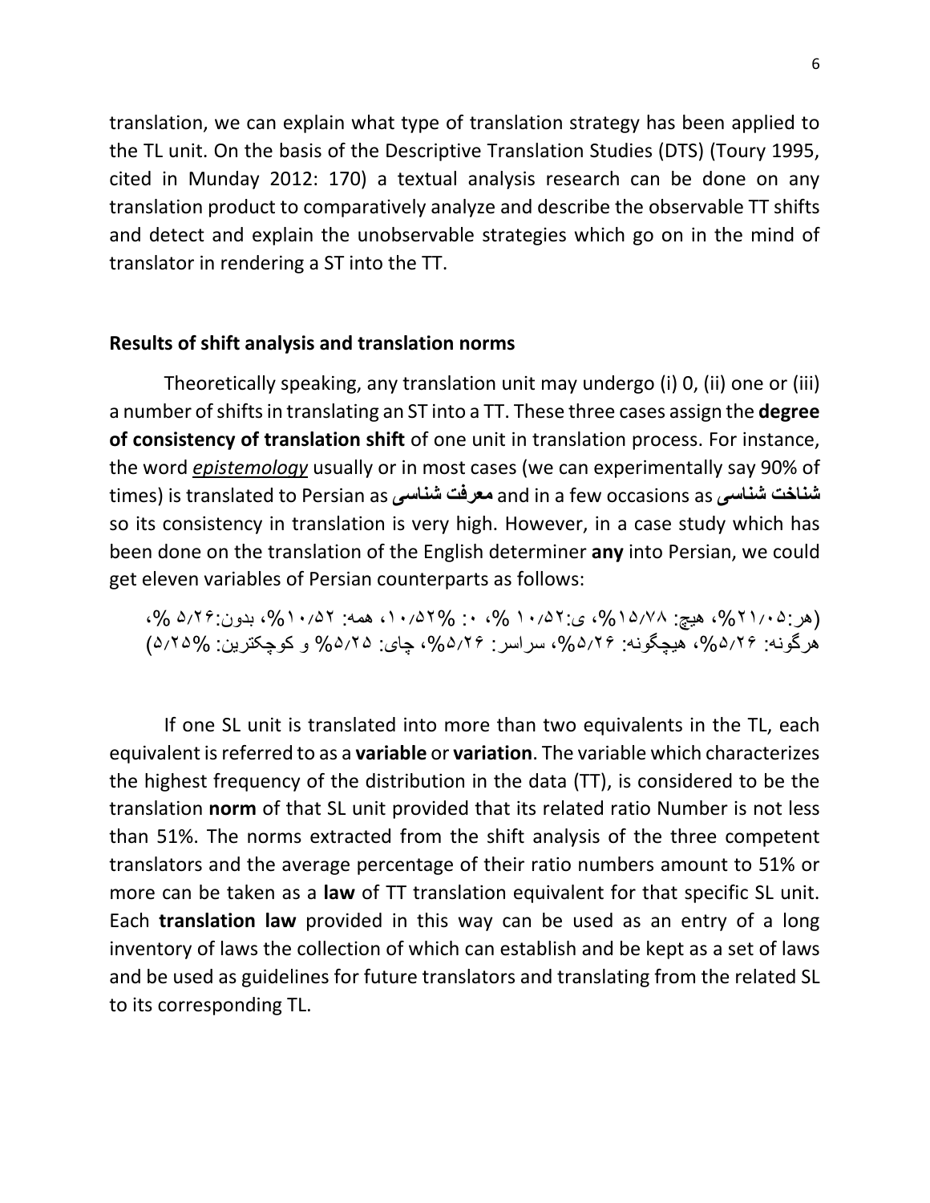translation, we can explain what type of translation strategy has been applied to the TL unit. On the basis of the Descriptive Translation Studies (DTS) (Toury 1995, cited in Munday 2012: 170) a textual analysis research can be done on any translation product to comparatively analyze and describe the observable TT shifts and detect and explain the unobservable strategies which go on in the mind of translator in rendering a ST into the TT.

## Results of shift analysis and translation norms

Theoretically speaking, any translation unit may undergo (i) 0, (ii) one or (iii) a number of shifts in translating an ST into a TT. These three cases assign the **degree of consistency of translation shift** of one unit in translation process. For instance, the word ***epistemology*** usually or in most cases (we can experimentally say 90% of times) is translated to Persian as **معرفت شناسی** and in a few occasions as **شناخت شناسی** so its consistency in translation is very high. However, in a case study which has been done on the translation of the English determiner **any** into Persian, we could get eleven variables of Persian counterparts as follows:

(هر:۲۱/۰۵%، هیچ: ۱۵/۷۸%، ی:۱۰/۵۲ %، ۰: %۱۰/۵۲، همه: ۱۰/۵۲%، بدون:۵/۲۶ %، هرگونه: ۵/۲۶%، هیچگونه: ۵/۲۶%، سراسر: ۵/۲۶%، جای: ۵/۲۵% و کوچکترین: %۵/۲۵)

If one SL unit is translated into more than two equivalents in the TL, each equivalent is referred to as a **variable** or **variation**. The variable which characterizes the highest frequency of the distribution in the data (TT), is considered to be the translation **norm** of that SL unit provided that its related ratio Number is not less than 51%. The norms extracted from the shift analysis of the three competent translators and the average percentage of their ratio numbers amount to 51% or more can be taken as a **law** of TT translation equivalent for that specific SL unit. Each **translation law** provided in this way can be used as an entry of a long inventory of laws the collection of which can establish and be kept as a set of laws and be used as guidelines for future translators and translating from the related SL to its corresponding TL.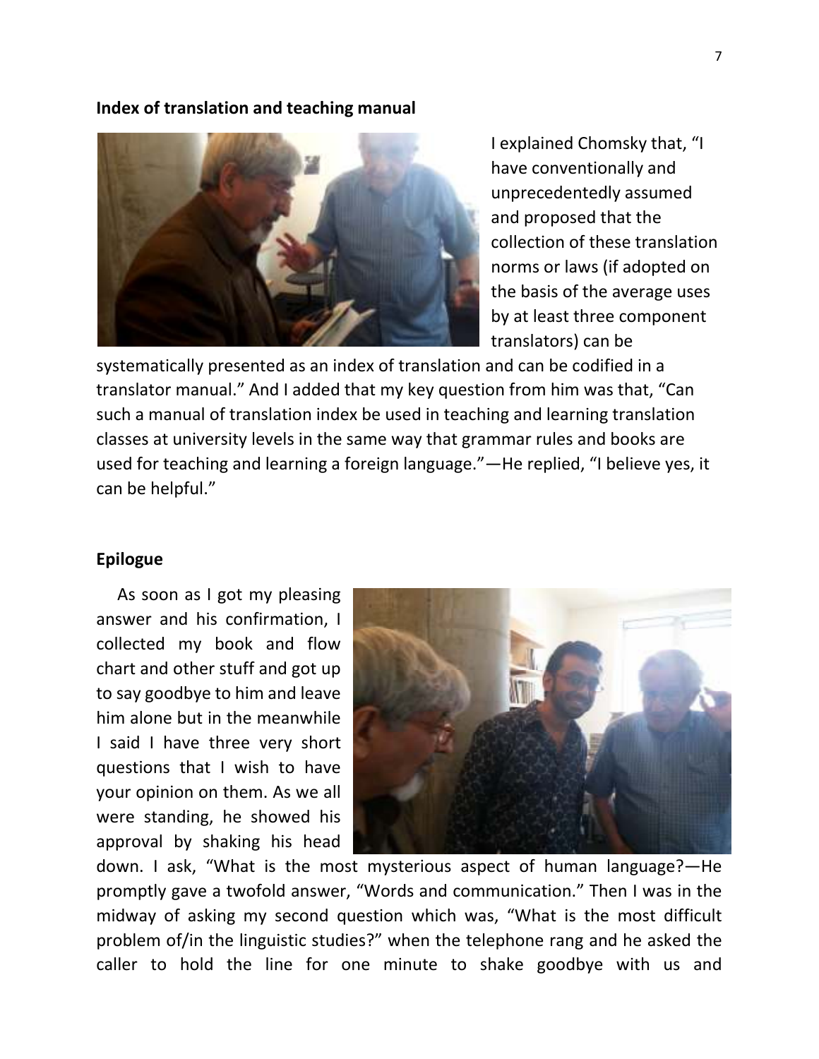**Index of translation and teaching manual**

I explained Chomsky that, "I have conventionally and unprecedentedly assumed and proposed that the collection of these translation norms or laws (if adopted on the basis of the average uses by at least three component translators) can be systematically presented as an index of translation and can be codified in a translator manual." And I added that my key question from him was that, "Can such a manual of translation index be used in teaching and learning translation classes at university levels in the same way that grammar rules and books are used for teaching and learning a foreign language."—He replied, "I believe yes, it can be helpful."

**Epilogue**

As soon as I got my pleasing answer and his confirmation, I collected my book and flow chart and other stuff and got up to say goodbye to him and leave him alone but in the meanwhile I said I have three very short questions that I wish to have your opinion on them. As we all were standing, he showed his approval by shaking his head down. I ask, "What is the most mysterious aspect of human language?—He promptly gave a twofold answer, "Words and communication." Then I was in the midway of asking my second question which was, "What is the most difficult problem of/in the linguistic studies?" when the telephone rang and he asked the caller to hold the line for one minute to shake goodbye with us and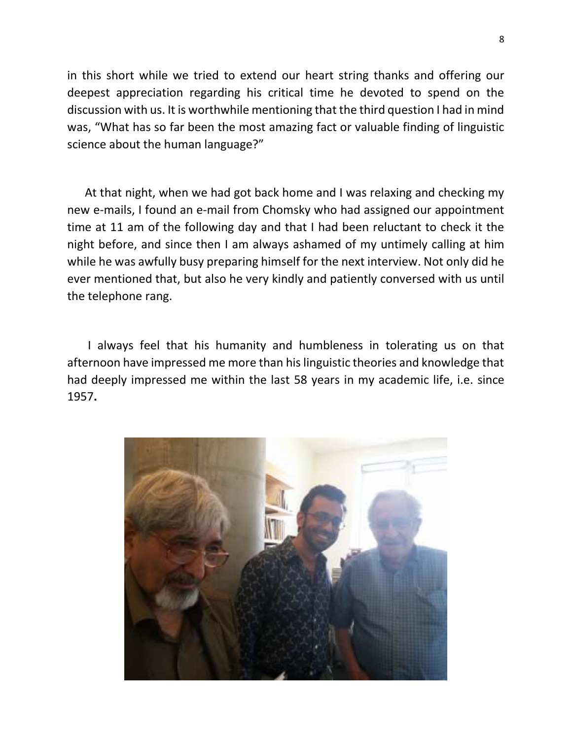in this short while we tried to extend our heart string thanks and offering our deepest appreciation regarding his critical time he devoted to spend on the discussion with us. It is worthwhile mentioning that the third question I had in mind was, "What has so far been the most amazing fact or valuable finding of linguistic science about the human language?"

At that night, when we had got back home and I was relaxing and checking my new e-mails, I found an e-mail from Chomsky who had assigned our appointment time at 11 am of the following day and that I had been reluctant to check it the night before, and since then I am always ashamed of my untimely calling at him while he was awfully busy preparing himself for the next interview. Not only did he ever mentioned that, but also he very kindly and patiently conversed with us until the telephone rang.

I always feel that his humanity and humbleness in tolerating us on that afternoon have impressed me more than his linguistic theories and knowledge that had deeply impressed me within the last 58 years in my academic life, i.e. since 1957**.**